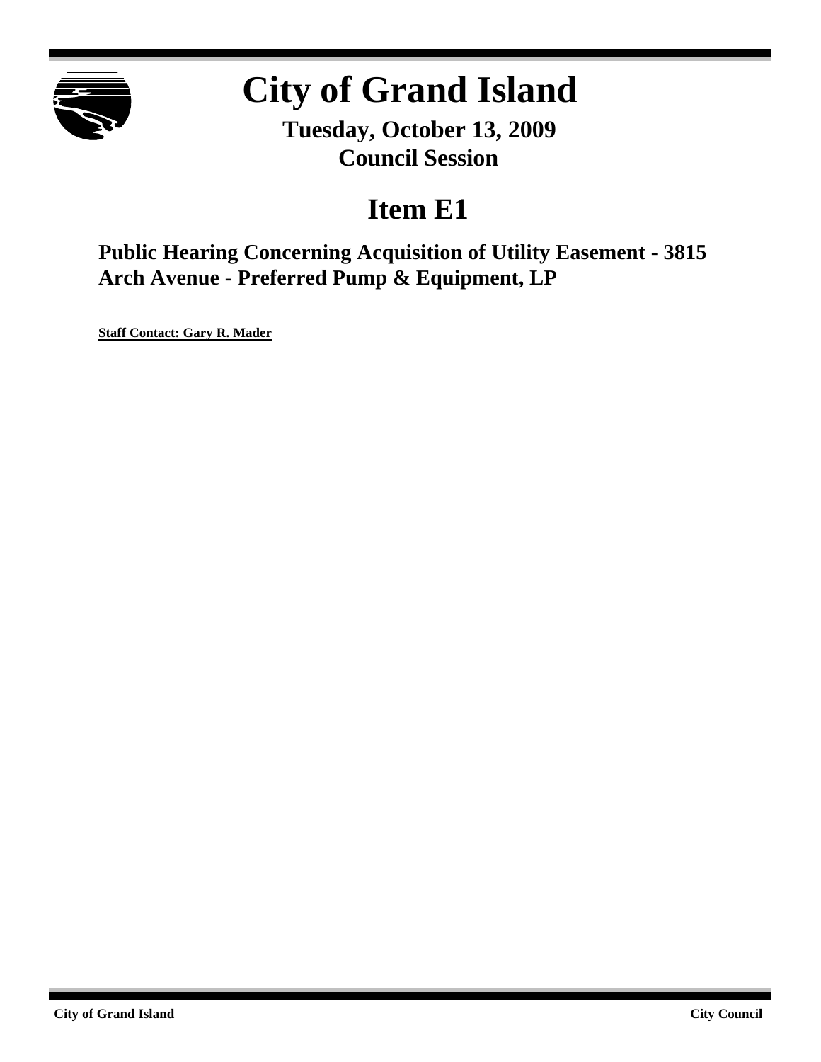# City of Grand Island

**Tuesday, October 13, 2009**
**Council Session**

## Item E1

### Public Hearing Concerning Acquisition of Utility Easement - 3815 Arch Avenue - Preferred Pump & Equipment, LP

**Staff Contact: Gary R. Mader**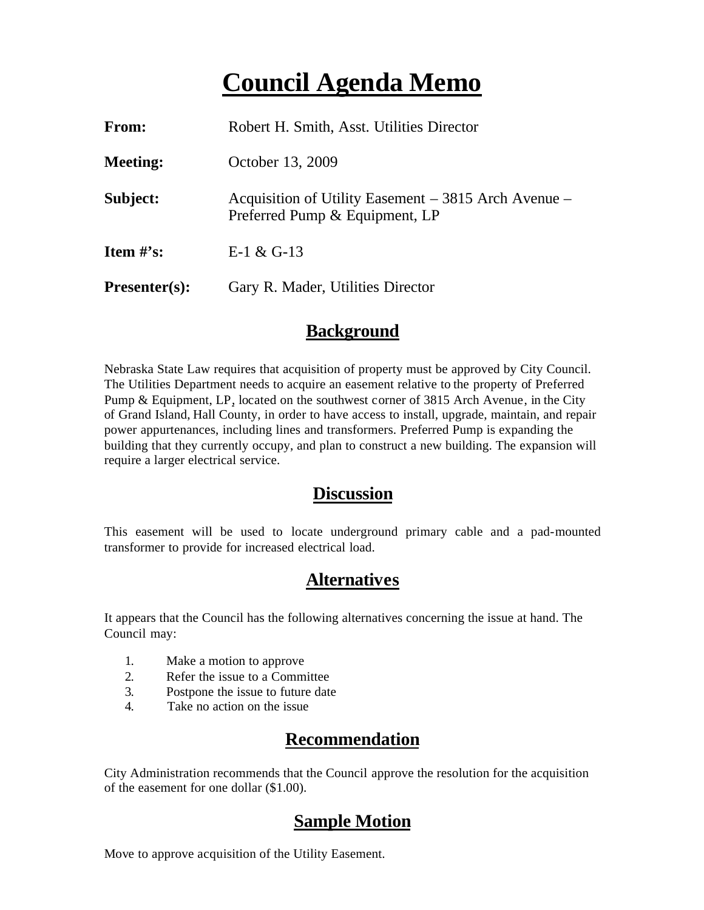# Council Agenda Memo

**From:** Robert H. Smith, Asst. Utilities Director

**Meeting:** October 13, 2009

**Subject:** Acquisition of Utility Easement – 3815 Arch Avenue – Preferred Pump & Equipment, LP

**Item #'s:** E-1 & G-13

**Presenter(s):** Gary R. Mader, Utilities Director

## Background

Nebraska State Law requires that acquisition of property must be approved by City Council. The Utilities Department needs to acquire an easement relative to the property of Preferred Pump & Equipment, LP, located on the southwest corner of 3815 Arch Avenue, in the City of Grand Island, Hall County, in order to have access to install, upgrade, maintain, and repair power appurtenances, including lines and transformers. Preferred Pump is expanding the building that they currently occupy, and plan to construct a new building. The expansion will require a larger electrical service.

## Discussion

This easement will be used to locate underground primary cable and a pad-mounted transformer to provide for increased electrical load.

## Alternatives

It appears that the Council has the following alternatives concerning the issue at hand. The Council may:

1. Make a motion to approve
2. Refer the issue to a Committee
3. Postpone the issue to future date
4. Take no action on the issue

## Recommendation

City Administration recommends that the Council approve the resolution for the acquisition of the easement for one dollar ($1.00).

## Sample Motion

Move to approve acquisition of the Utility Easement.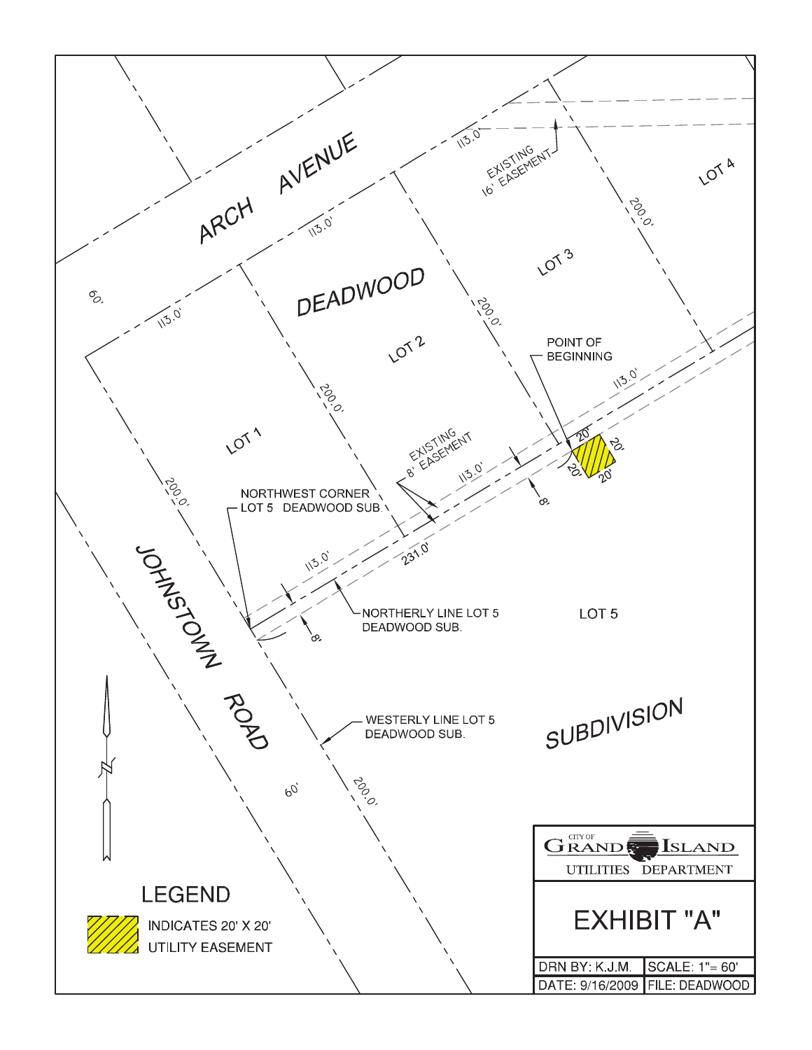ARCH AVENUE

DEADWOOD

SUBDIVISION

JOHNSTOWN ROAD

LOT 1

LOT 2

LOT 3

LOT 4

LOT 5

60'

60'

113.0'

113.0'

113.0'

113.0'

113.0'

113.0'

113.0'

200.0'

200.0'

200.0'

200.0'

200.0'

231.0'

8'

8'

20'

20'

20'

20'

EXISTING 16' EASEMENT

EXISTING 8' EASEMENT

POINT OF BEGINNING

NORTHWEST CORNER LOT 5 DEADWOOD SUB.

NORTHERLY LINE LOT 5 DEADWOOD SUB.

WESTERLY LINE LOT 5 DEADWOOD SUB.

N

LEGEND

INDICATES 20' X 20' UTILITY EASEMENT

CITY OF GRAND ISLAND

UTILITIES DEPARTMENT

EXHIBIT "A"

| | |
|---|---|
| DRN BY: K.J.M. | SCALE: 1"= 60' |
| DATE: 9/16/2009 | FILE: DEADWOOD |